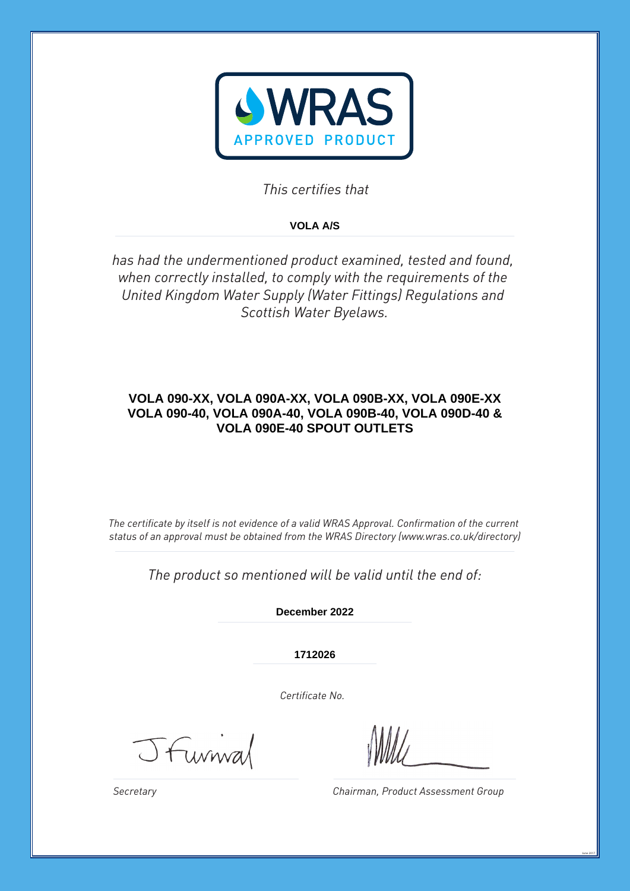# WRAS

APPROVED PRODUCT

*This certifies that*

**VOLA A/S**

*has had the undermentioned product examined, tested and found, when correctly installed, to comply with the requirements of the United Kingdom Water Supply (Water Fittings) Regulations and Scottish Water Byelaws.*

**VOLA 090-XX, VOLA 090A-XX, VOLA 090B-XX, VOLA 090E-XX VOLA 090-40, VOLA 090A-40, VOLA 090B-40, VOLA 090D-40 & VOLA 090E-40 SPOUT OUTLETS**

*The certificate by itself is not evidence of a valid WRAS Approval. Confirmation of the current status of an approval must be obtained from the WRAS Directory (www.wras.co.uk/directory)*

*The product so mentioned will be valid until the end of:*

**December 2022**

**1712026**

*Certificate No.*

*Secretary*

*Chairman, Product Assessment Group*

June 2017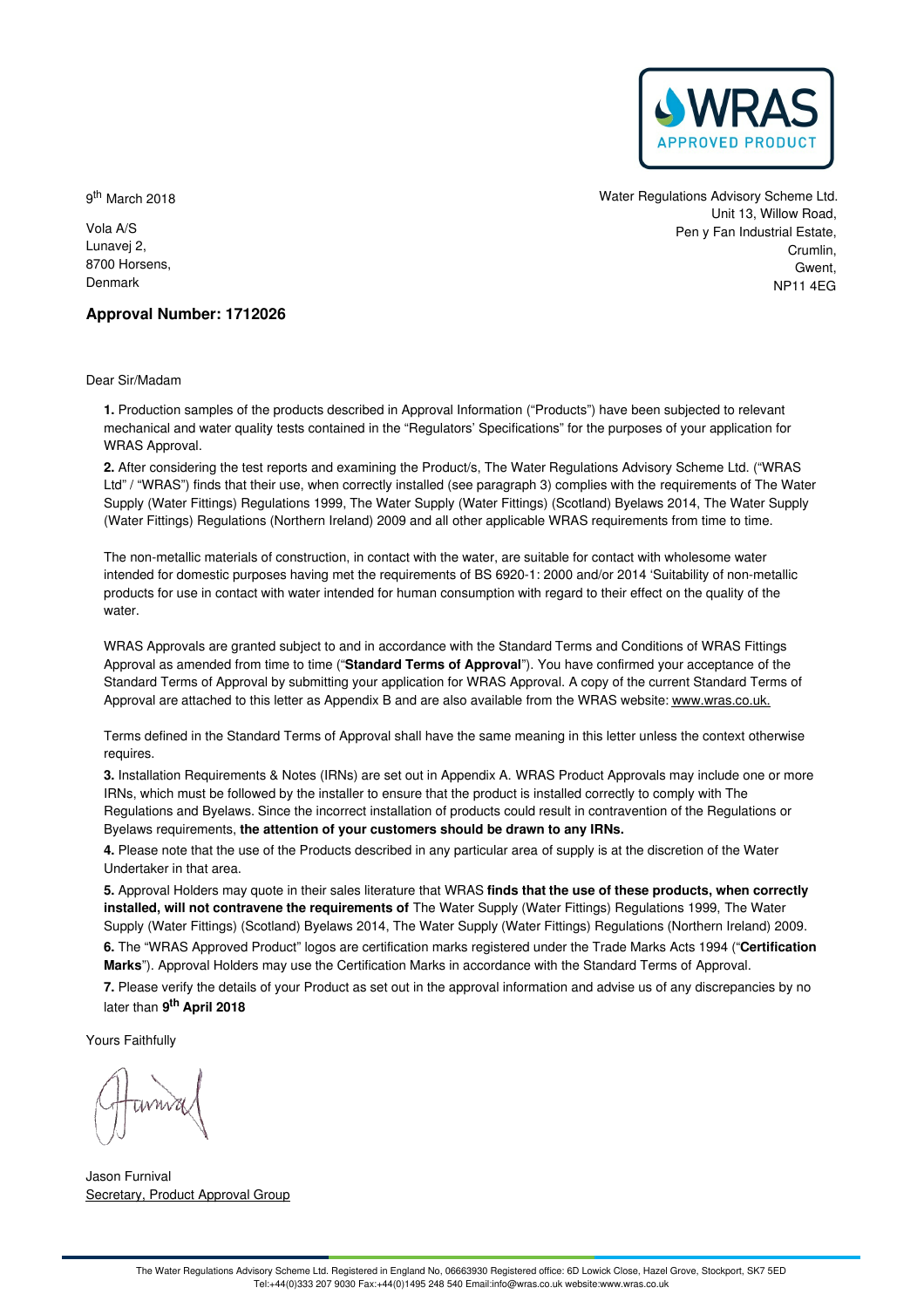9th March 2018

Vola A/S
Lunavej 2,
8700 Horsens,
Denmark

Water Regulations Advisory Scheme Ltd.
Unit 13, Willow Road,
Pen y Fan Industrial Estate,
Crumlin,
Gwent,
NP11 4EG

## Approval Number: 1712026

Dear Sir/Madam

**1.** Production samples of the products described in Approval Information ("Products") have been subjected to relevant mechanical and water quality tests contained in the "Regulators' Specifications" for the purposes of your application for WRAS Approval.

**2.** After considering the test reports and examining the Product/s, The Water Regulations Advisory Scheme Ltd. ("WRAS Ltd" / "WRAS") finds that their use, when correctly installed (see paragraph 3) complies with the requirements of The Water Supply (Water Fittings) Regulations 1999, The Water Supply (Water Fittings) (Scotland) Byelaws 2014, The Water Supply (Water Fittings) Regulations (Northern Ireland) 2009 and all other applicable WRAS requirements from time to time.

The non-metallic materials of construction, in contact with the water, are suitable for contact with wholesome water intended for domestic purposes having met the requirements of BS 6920-1: 2000 and/or 2014 'Suitability of non-metallic products for use in contact with water intended for human consumption with regard to their effect on the quality of the water.

WRAS Approvals are granted subject to and in accordance with the Standard Terms and Conditions of WRAS Fittings Approval as amended from time to time ("**Standard Terms of Approval**"). You have confirmed your acceptance of the Standard Terms of Approval by submitting your application for WRAS Approval. A copy of the current Standard Terms of Approval are attached to this letter as Appendix B and are also available from the WRAS website: www.wras.co.uk.

Terms defined in the Standard Terms of Approval shall have the same meaning in this letter unless the context otherwise requires.

**3.** Installation Requirements & Notes (IRNs) are set out in Appendix A. WRAS Product Approvals may include one or more IRNs, which must be followed by the installer to ensure that the product is installed correctly to comply with The Regulations and Byelaws. Since the incorrect installation of products could result in contravention of the Regulations or Byelaws requirements, **the attention of your customers should be drawn to any IRNs.**

**4.** Please note that the use of the Products described in any particular area of supply is at the discretion of the Water Undertaker in that area.

**5.** Approval Holders may quote in their sales literature that WRAS **finds that the use of these products, when correctly installed, will not contravene the requirements of** The Water Supply (Water Fittings) Regulations 1999, The Water Supply (Water Fittings) (Scotland) Byelaws 2014, The Water Supply (Water Fittings) Regulations (Northern Ireland) 2009.

**6.** The "WRAS Approved Product" logos are certification marks registered under the Trade Marks Acts 1994 ("**Certification Marks**"). Approval Holders may use the Certification Marks in accordance with the Standard Terms of Approval.

**7.** Please verify the details of your Product as set out in the approval information and advise us of any discrepancies by no later than **9th April 2018**

Yours Faithfully

Jason Furnival
Secretary, Product Approval Group

The Water Regulations Advisory Scheme Ltd. Registered in England No, 06663930 Registered office: 6D Lowick Close, Hazel Grove, Stockport, SK7 5ED
Tel:+44(0)333 207 9030 Fax:+44(0)1495 248 540 Email:info@wras.co.uk website:www.wras.co.uk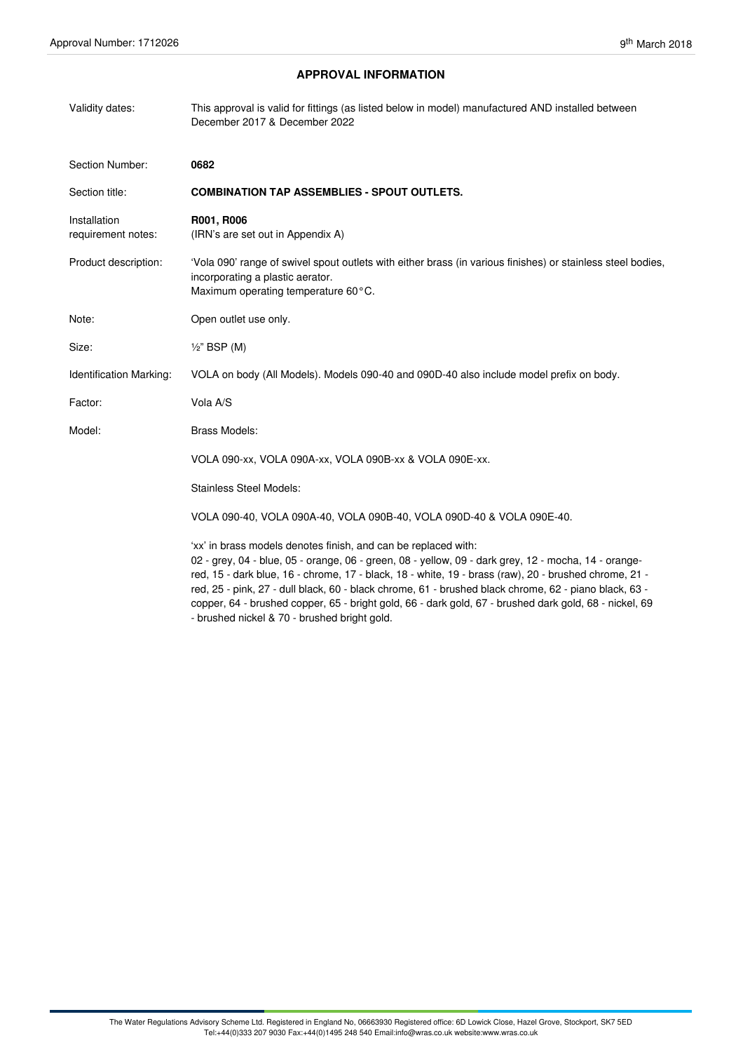## APPROVAL INFORMATION

| | |
|---|---|
| Validity dates: | This approval is valid for fittings (as listed below in model) manufactured AND installed between December 2017 & December 2022 |
| Section Number: | **0682** |
| Section title: | **COMBINATION TAP ASSEMBLIES - SPOUT OUTLETS.** |
| Installation requirement notes: | **R001, R006** (IRN's are set out in Appendix A) |
| Product description: | 'Vola 090' range of swivel spout outlets with either brass (in various finishes) or stainless steel bodies, incorporating a plastic aerator. Maximum operating temperature 60°C. |
| Note: | Open outlet use only. |
| Size: | ½" BSP (M) |
| Identification Marking: | VOLA on body (All Models). Models 090-40 and 090D-40 also include model prefix on body. |
| Factor: | Vola A/S |
| Model: | Brass Models: |

VOLA 090-xx, VOLA 090A-xx, VOLA 090B-xx & VOLA 090E-xx.

Stainless Steel Models:

VOLA 090-40, VOLA 090A-40, VOLA 090B-40, VOLA 090D-40 & VOLA 090E-40.

'xx' in brass models denotes finish, and can be replaced with:
02 - grey, 04 - blue, 05 - orange, 06 - green, 08 - yellow, 09 - dark grey, 12 - mocha, 14 - orange-red, 15 - dark blue, 16 - chrome, 17 - black, 18 - white, 19 - brass (raw), 20 - brushed chrome, 21 - red, 25 - pink, 27 - dull black, 60 - black chrome, 61 - brushed black chrome, 62 - piano black, 63 - copper, 64 - brushed copper, 65 - bright gold, 66 - dark gold, 67 - brushed dark gold, 68 - nickel, 69 - brushed nickel & 70 - brushed bright gold.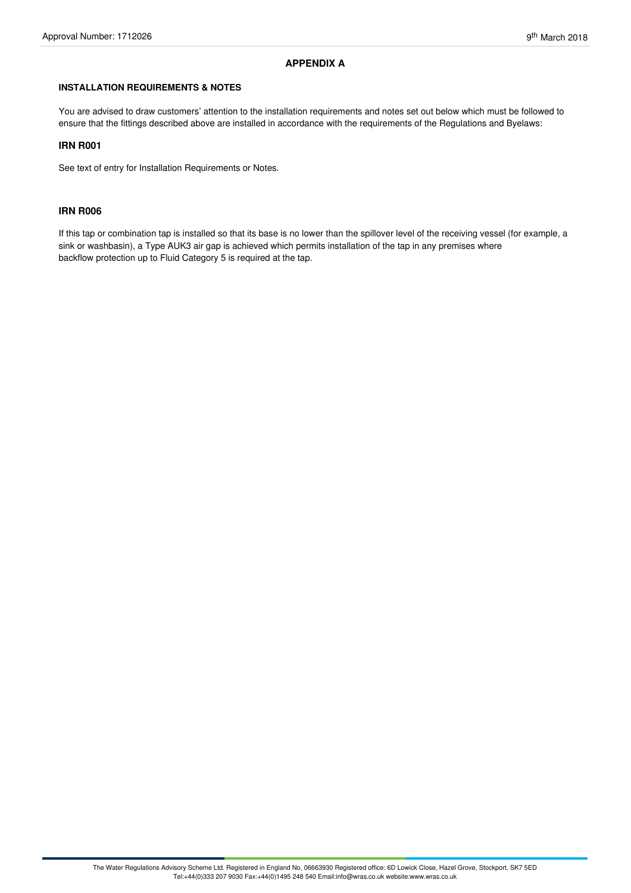## APPENDIX A

### INSTALLATION REQUIREMENTS & NOTES

You are advised to draw customers' attention to the installation requirements and notes set out below which must be followed to ensure that the fittings described above are installed in accordance with the requirements of the Regulations and Byelaws:

### IRN R001

See text of entry for Installation Requirements or Notes.

### IRN R006

If this tap or combination tap is installed so that its base is no lower than the spillover level of the receiving vessel (for example, a sink or washbasin), a Type AUK3 air gap is achieved which permits installation of the tap in any premises where backflow protection up to Fluid Category 5 is required at the tap.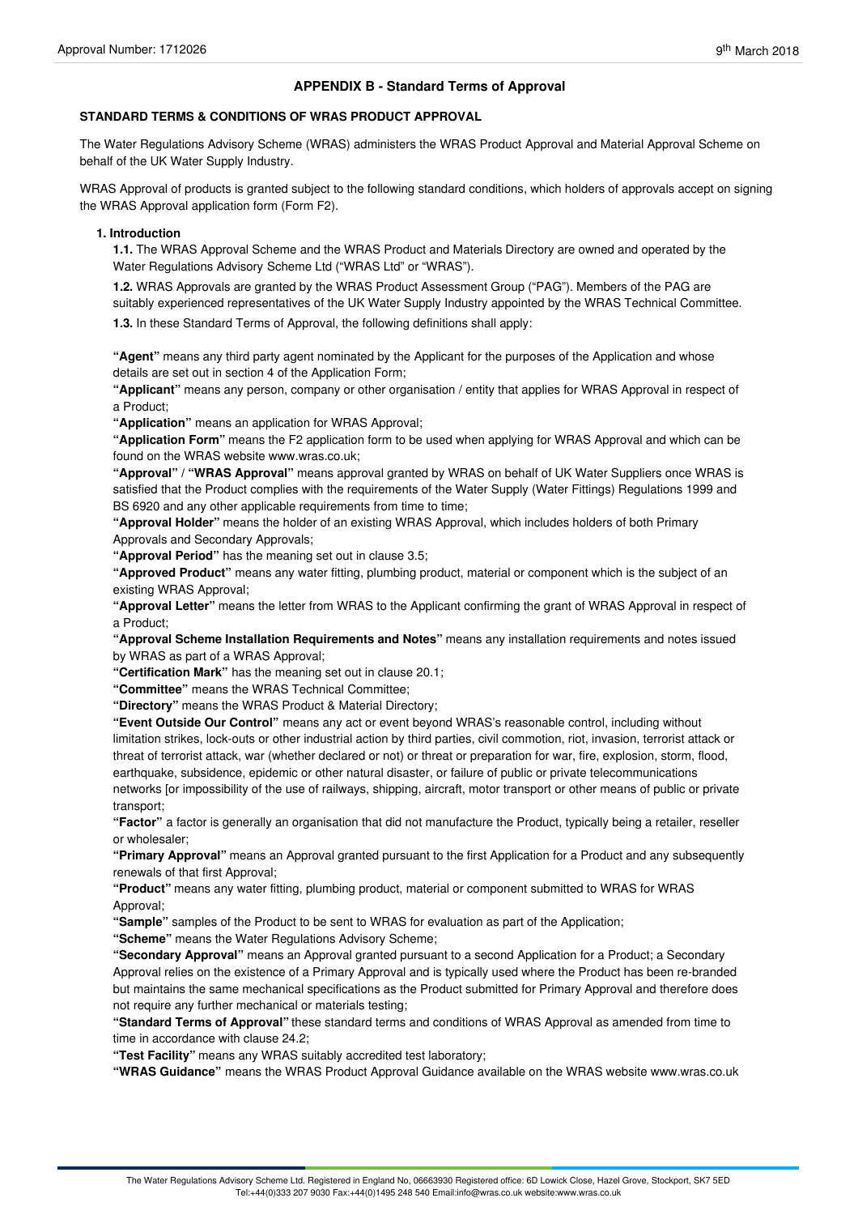## APPENDIX B - Standard Terms of Approval

**STANDARD TERMS & CONDITIONS OF WRAS PRODUCT APPROVAL**

The Water Regulations Advisory Scheme (WRAS) administers the WRAS Product Approval and Material Approval Scheme on behalf of the UK Water Supply Industry.

WRAS Approval of products is granted subject to the following standard conditions, which holders of approvals accept on signing the WRAS Approval application form (Form F2).

**1. Introduction**

**1.1.** The WRAS Approval Scheme and the WRAS Product and Materials Directory are owned and operated by the Water Regulations Advisory Scheme Ltd ("WRAS Ltd" or "WRAS").

**1.2.** WRAS Approvals are granted by the WRAS Product Assessment Group ("PAG"). Members of the PAG are suitably experienced representatives of the UK Water Supply Industry appointed by the WRAS Technical Committee.

**1.3.** In these Standard Terms of Approval, the following definitions shall apply:

**"Agent"** means any third party agent nominated by the Applicant for the purposes of the Application and whose details are set out in section 4 of the Application Form;

**"Applicant"** means any person, company or other organisation / entity that applies for WRAS Approval in respect of a Product;

**"Application"** means an application for WRAS Approval;

**"Application Form"** means the F2 application form to be used when applying for WRAS Approval and which can be found on the WRAS website www.wras.co.uk;

**"Approval"** / **"WRAS Approval"** means approval granted by WRAS on behalf of UK Water Suppliers once WRAS is satisfied that the Product complies with the requirements of the Water Supply (Water Fittings) Regulations 1999 and BS 6920 and any other applicable requirements from time to time;

**"Approval Holder"** means the holder of an existing WRAS Approval, which includes holders of both Primary Approvals and Secondary Approvals;

**"Approval Period"** has the meaning set out in clause 3.5;

**"Approved Product"** means any water fitting, plumbing product, material or component which is the subject of an existing WRAS Approval;

**"Approval Letter"** means the letter from WRAS to the Applicant confirming the grant of WRAS Approval in respect of a Product;

**"Approval Scheme Installation Requirements and Notes"** means any installation requirements and notes issued by WRAS as part of a WRAS Approval;

**"Certification Mark"** has the meaning set out in clause 20.1;

**"Committee"** means the WRAS Technical Committee;

**"Directory"** means the WRAS Product & Material Directory;

**"Event Outside Our Control"** means any act or event beyond WRAS's reasonable control, including without limitation strikes, lock-outs or other industrial action by third parties, civil commotion, riot, invasion, terrorist attack or threat of terrorist attack, war (whether declared or not) or threat or preparation for war, fire, explosion, storm, flood, earthquake, subsidence, epidemic or other natural disaster, or failure of public or private telecommunications networks [or impossibility of the use of railways, shipping, aircraft, motor transport or other means of public or private transport;

**"Factor"** a factor is generally an organisation that did not manufacture the Product, typically being a retailer, reseller or wholesaler;

**"Primary Approval"** means an Approval granted pursuant to the first Application for a Product and any subsequently renewals of that first Approval;

**"Product"** means any water fitting, plumbing product, material or component submitted to WRAS for WRAS Approval;

**"Sample"** samples of the Product to be sent to WRAS for evaluation as part of the Application;

**"Scheme"** means the Water Regulations Advisory Scheme;

**"Secondary Approval"** means an Approval granted pursuant to a second Application for a Product; a Secondary Approval relies on the existence of a Primary Approval and is typically used where the Product has been re-branded but maintains the same mechanical specifications as the Product submitted for Primary Approval and therefore does not require any further mechanical or materials testing;

**"Standard Terms of Approval"** these standard terms and conditions of WRAS Approval as amended from time to time in accordance with clause 24.2;

**"Test Facility"** means any WRAS suitably accredited test laboratory;

**"WRAS Guidance"** means the WRAS Product Approval Guidance available on the WRAS website www.wras.co.uk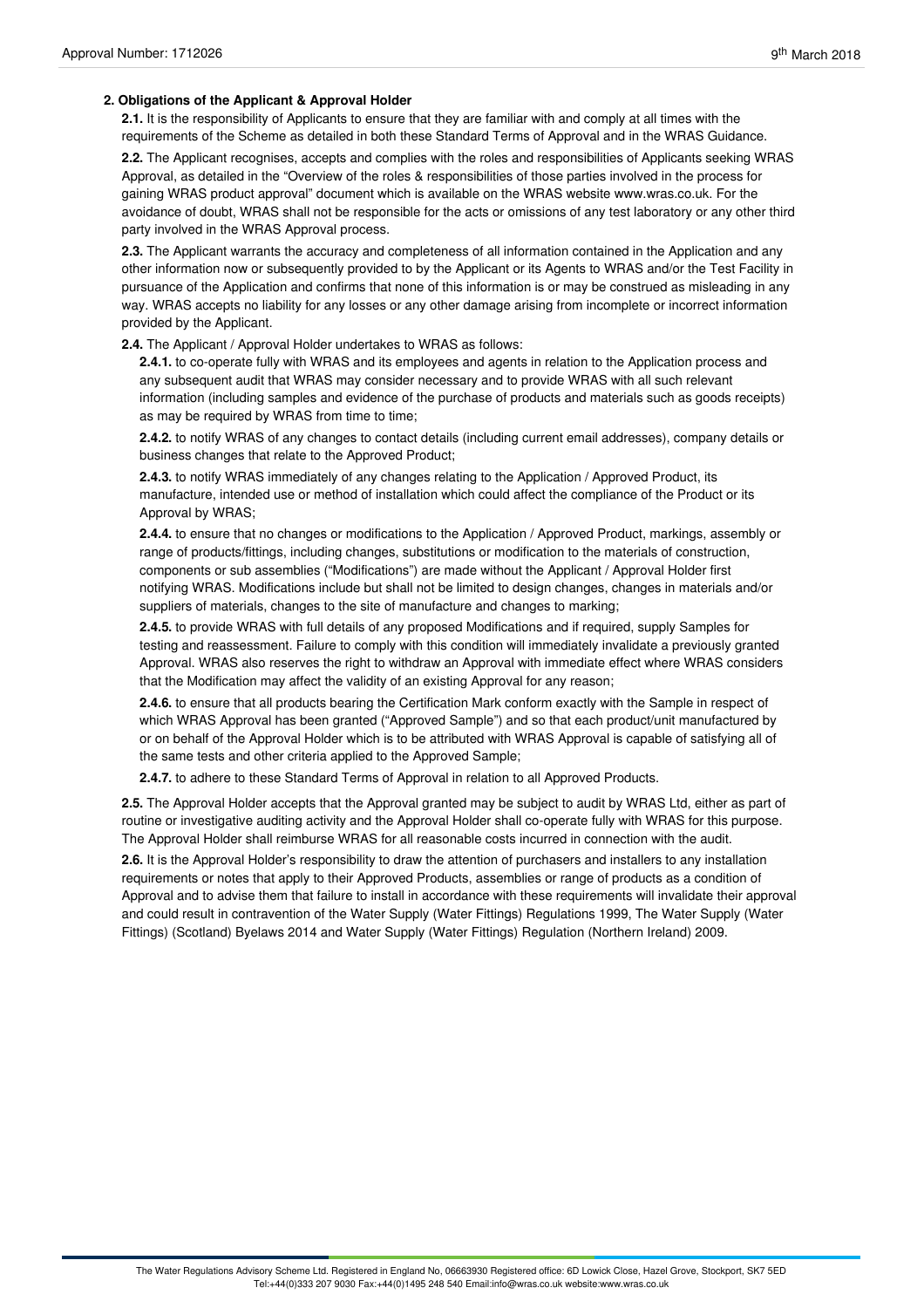## 2. Obligations of the Applicant & Approval Holder

**2.1.** It is the responsibility of Applicants to ensure that they are familiar with and comply at all times with the requirements of the Scheme as detailed in both these Standard Terms of Approval and in the WRAS Guidance.

**2.2.** The Applicant recognises, accepts and complies with the roles and responsibilities of Applicants seeking WRAS Approval, as detailed in the "Overview of the roles & responsibilities of those parties involved in the process for gaining WRAS product approval" document which is available on the WRAS website www.wras.co.uk. For the avoidance of doubt, WRAS shall not be responsible for the acts or omissions of any test laboratory or any other third party involved in the WRAS Approval process.

**2.3.** The Applicant warrants the accuracy and completeness of all information contained in the Application and any other information now or subsequently provided to by the Applicant or its Agents to WRAS and/or the Test Facility in pursuance of the Application and confirms that none of this information is or may be construed as misleading in any way. WRAS accepts no liability for any losses or any other damage arising from incomplete or incorrect information provided by the Applicant.

**2.4.** The Applicant / Approval Holder undertakes to WRAS as follows:

**2.4.1.** to co-operate fully with WRAS and its employees and agents in relation to the Application process and any subsequent audit that WRAS may consider necessary and to provide WRAS with all such relevant information (including samples and evidence of the purchase of products and materials such as goods receipts) as may be required by WRAS from time to time;

**2.4.2.** to notify WRAS of any changes to contact details (including current email addresses), company details or business changes that relate to the Approved Product;

**2.4.3.** to notify WRAS immediately of any changes relating to the Application / Approved Product, its manufacture, intended use or method of installation which could affect the compliance of the Product or its Approval by WRAS;

**2.4.4.** to ensure that no changes or modifications to the Application / Approved Product, markings, assembly or range of products/fittings, including changes, substitutions or modification to the materials of construction, components or sub assemblies ("Modifications") are made without the Applicant / Approval Holder first notifying WRAS. Modifications include but shall not be limited to design changes, changes in materials and/or suppliers of materials, changes to the site of manufacture and changes to marking;

**2.4.5.** to provide WRAS with full details of any proposed Modifications and if required, supply Samples for testing and reassessment. Failure to comply with this condition will immediately invalidate a previously granted Approval. WRAS also reserves the right to withdraw an Approval with immediate effect where WRAS considers that the Modification may affect the validity of an existing Approval for any reason;

**2.4.6.** to ensure that all products bearing the Certification Mark conform exactly with the Sample in respect of which WRAS Approval has been granted ("Approved Sample") and so that each product/unit manufactured by or on behalf of the Approval Holder which is to be attributed with WRAS Approval is capable of satisfying all of the same tests and other criteria applied to the Approved Sample;

**2.4.7.** to adhere to these Standard Terms of Approval in relation to all Approved Products.

**2.5.** The Approval Holder accepts that the Approval granted may be subject to audit by WRAS Ltd, either as part of routine or investigative auditing activity and the Approval Holder shall co-operate fully with WRAS for this purpose. The Approval Holder shall reimburse WRAS for all reasonable costs incurred in connection with the audit.

**2.6.** It is the Approval Holder's responsibility to draw the attention of purchasers and installers to any installation requirements or notes that apply to their Approved Products, assemblies or range of products as a condition of Approval and to advise them that failure to install in accordance with these requirements will invalidate their approval and could result in contravention of the Water Supply (Water Fittings) Regulations 1999, The Water Supply (Water Fittings) (Scotland) Byelaws 2014 and Water Supply (Water Fittings) Regulation (Northern Ireland) 2009.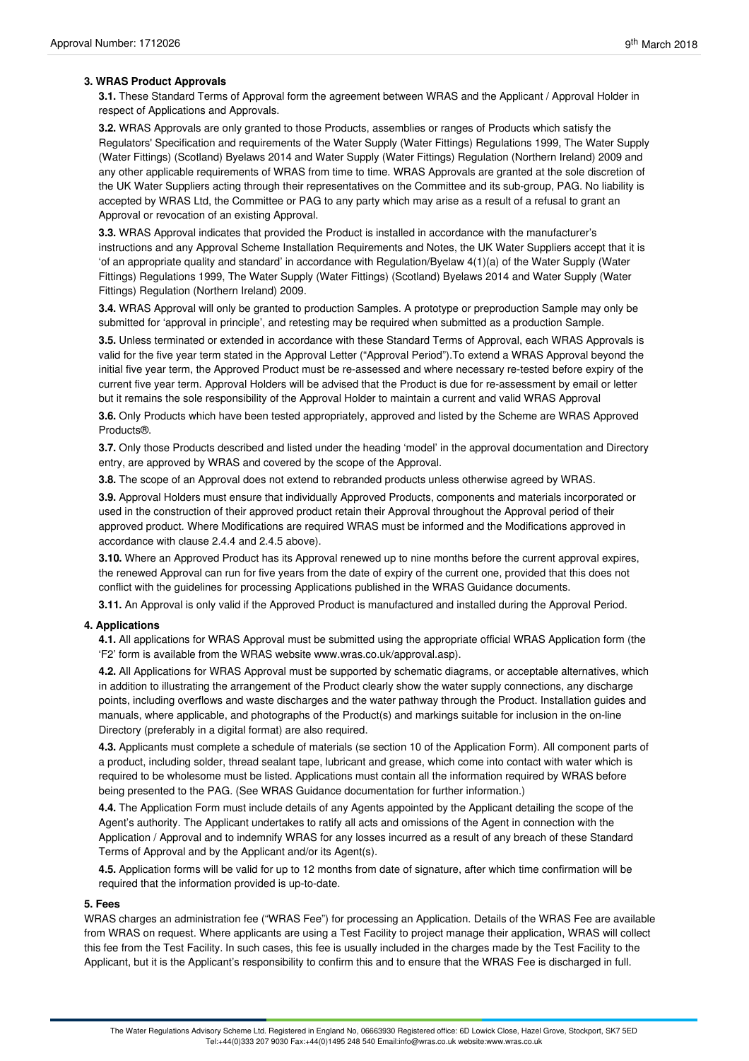### 3. WRAS Product Approvals

**3.1.** These Standard Terms of Approval form the agreement between WRAS and the Applicant / Approval Holder in respect of Applications and Approvals.

**3.2.** WRAS Approvals are only granted to those Products, assemblies or ranges of Products which satisfy the Regulators' Specification and requirements of the Water Supply (Water Fittings) Regulations 1999, The Water Supply (Water Fittings) (Scotland) Byelaws 2014 and Water Supply (Water Fittings) Regulation (Northern Ireland) 2009 and any other applicable requirements of WRAS from time to time. WRAS Approvals are granted at the sole discretion of the UK Water Suppliers acting through their representatives on the Committee and its sub-group, PAG. No liability is accepted by WRAS Ltd, the Committee or PAG to any party which may arise as a result of a refusal to grant an Approval or revocation of an existing Approval.

**3.3.** WRAS Approval indicates that provided the Product is installed in accordance with the manufacturer's instructions and any Approval Scheme Installation Requirements and Notes, the UK Water Suppliers accept that it is 'of an appropriate quality and standard' in accordance with Regulation/Byelaw 4(1)(a) of the Water Supply (Water Fittings) Regulations 1999, The Water Supply (Water Fittings) (Scotland) Byelaws 2014 and Water Supply (Water Fittings) Regulation (Northern Ireland) 2009.

**3.4.** WRAS Approval will only be granted to production Samples. A prototype or preproduction Sample may only be submitted for 'approval in principle', and retesting may be required when submitted as a production Sample.

**3.5.** Unless terminated or extended in accordance with these Standard Terms of Approval, each WRAS Approvals is valid for the five year term stated in the Approval Letter ("Approval Period").To extend a WRAS Approval beyond the initial five year term, the Approved Product must be re-assessed and where necessary re-tested before expiry of the current five year term. Approval Holders will be advised that the Product is due for re-assessment by email or letter but it remains the sole responsibility of the Approval Holder to maintain a current and valid WRAS Approval

**3.6.** Only Products which have been tested appropriately, approved and listed by the Scheme are WRAS Approved Products®.

**3.7.** Only those Products described and listed under the heading 'model' in the approval documentation and Directory entry, are approved by WRAS and covered by the scope of the Approval.

**3.8.** The scope of an Approval does not extend to rebranded products unless otherwise agreed by WRAS.

**3.9.** Approval Holders must ensure that individually Approved Products, components and materials incorporated or used in the construction of their approved product retain their Approval throughout the Approval period of their approved product. Where Modifications are required WRAS must be informed and the Modifications approved in accordance with clause 2.4.4 and 2.4.5 above).

**3.10.** Where an Approved Product has its Approval renewed up to nine months before the current approval expires, the renewed Approval can run for five years from the date of expiry of the current one, provided that this does not conflict with the guidelines for processing Applications published in the WRAS Guidance documents.

**3.11.** An Approval is only valid if the Approved Product is manufactured and installed during the Approval Period.

### 4. Applications

**4.1.** All applications for WRAS Approval must be submitted using the appropriate official WRAS Application form (the 'F2' form is available from the WRAS website www.wras.co.uk/approval.asp).

**4.2.** All Applications for WRAS Approval must be supported by schematic diagrams, or acceptable alternatives, which in addition to illustrating the arrangement of the Product clearly show the water supply connections, any discharge points, including overflows and waste discharges and the water pathway through the Product. Installation guides and manuals, where applicable, and photographs of the Product(s) and markings suitable for inclusion in the on-line Directory (preferably in a digital format) are also required.

**4.3.** Applicants must complete a schedule of materials (se section 10 of the Application Form). All component parts of a product, including solder, thread sealant tape, lubricant and grease, which come into contact with water which is required to be wholesome must be listed. Applications must contain all the information required by WRAS before being presented to the PAG. (See WRAS Guidance documentation for further information.)

**4.4.** The Application Form must include details of any Agents appointed by the Applicant detailing the scope of the Agent's authority. The Applicant undertakes to ratify all acts and omissions of the Agent in connection with the Application / Approval and to indemnify WRAS for any losses incurred as a result of any breach of these Standard Terms of Approval and by the Applicant and/or its Agent(s).

**4.5.** Application forms will be valid for up to 12 months from date of signature, after which time confirmation will be required that the information provided is up-to-date.

### 5. Fees

WRAS charges an administration fee ("WRAS Fee") for processing an Application. Details of the WRAS Fee are available from WRAS on request. Where applicants are using a Test Facility to project manage their application, WRAS will collect this fee from the Test Facility. In such cases, this fee is usually included in the charges made by the Test Facility to the Applicant, but it is the Applicant's responsibility to confirm this and to ensure that the WRAS Fee is discharged in full.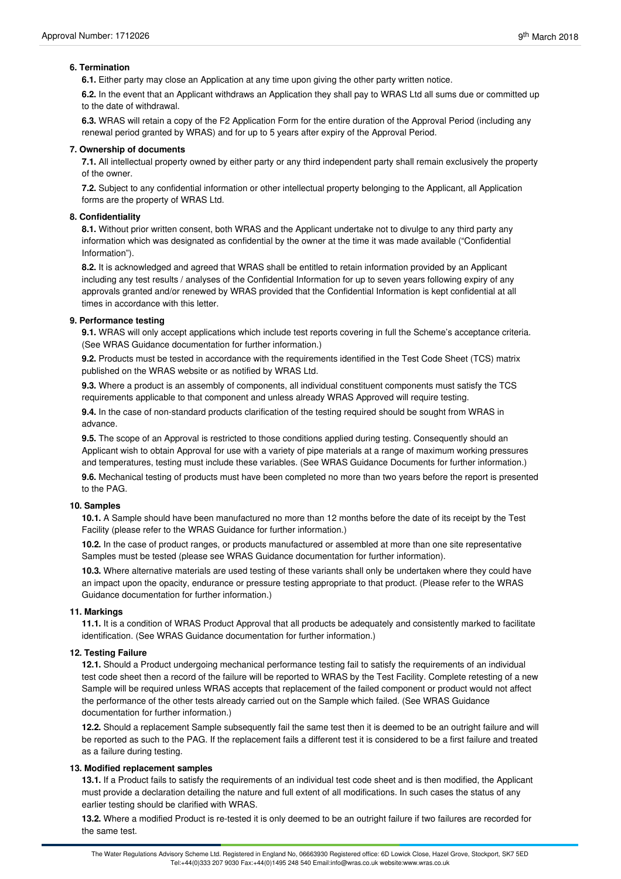**6. Termination**

**6.1.** Either party may close an Application at any time upon giving the other party written notice.

**6.2.** In the event that an Applicant withdraws an Application they shall pay to WRAS Ltd all sums due or committed up to the date of withdrawal.

**6.3.** WRAS will retain a copy of the F2 Application Form for the entire duration of the Approval Period (including any renewal period granted by WRAS) and for up to 5 years after expiry of the Approval Period.

**7. Ownership of documents**

**7.1.** All intellectual property owned by either party or any third independent party shall remain exclusively the property of the owner.

**7.2.** Subject to any confidential information or other intellectual property belonging to the Applicant, all Application forms are the property of WRAS Ltd.

**8. Confidentiality**

**8.1.** Without prior written consent, both WRAS and the Applicant undertake not to divulge to any third party any information which was designated as confidential by the owner at the time it was made available ("Confidential Information").

**8.2.** It is acknowledged and agreed that WRAS shall be entitled to retain information provided by an Applicant including any test results / analyses of the Confidential Information for up to seven years following expiry of any approvals granted and/or renewed by WRAS provided that the Confidential Information is kept confidential at all times in accordance with this letter.

**9. Performance testing**

**9.1.** WRAS will only accept applications which include test reports covering in full the Scheme's acceptance criteria. (See WRAS Guidance documentation for further information.)

**9.2.** Products must be tested in accordance with the requirements identified in the Test Code Sheet (TCS) matrix published on the WRAS website or as notified by WRAS Ltd.

**9.3.** Where a product is an assembly of components, all individual constituent components must satisfy the TCS requirements applicable to that component and unless already WRAS Approved will require testing.

**9.4.** In the case of non-standard products clarification of the testing required should be sought from WRAS in advance.

**9.5.** The scope of an Approval is restricted to those conditions applied during testing. Consequently should an Applicant wish to obtain Approval for use with a variety of pipe materials at a range of maximum working pressures and temperatures, testing must include these variables. (See WRAS Guidance Documents for further information.)

**9.6.** Mechanical testing of products must have been completed no more than two years before the report is presented to the PAG.

**10. Samples**

**10.1.** A Sample should have been manufactured no more than 12 months before the date of its receipt by the Test Facility (please refer to the WRAS Guidance for further information.)

**10.2.** In the case of product ranges, or products manufactured or assembled at more than one site representative Samples must be tested (please see WRAS Guidance documentation for further information).

**10.3.** Where alternative materials are used testing of these variants shall only be undertaken where they could have an impact upon the opacity, endurance or pressure testing appropriate to that product. (Please refer to the WRAS Guidance documentation for further information.)

**11. Markings**

**11.1.** It is a condition of WRAS Product Approval that all products be adequately and consistently marked to facilitate identification. (See WRAS Guidance documentation for further information.)

**12. Testing Failure**

**12.1.** Should a Product undergoing mechanical performance testing fail to satisfy the requirements of an individual test code sheet then a record of the failure will be reported to WRAS by the Test Facility. Complete retesting of a new Sample will be required unless WRAS accepts that replacement of the failed component or product would not affect the performance of the other tests already carried out on the Sample which failed. (See WRAS Guidance documentation for further information.)

**12.2.** Should a replacement Sample subsequently fail the same test then it is deemed to be an outright failure and will be reported as such to the PAG. If the replacement fails a different test it is considered to be a first failure and treated as a failure during testing.

**13. Modified replacement samples**

**13.1.** If a Product fails to satisfy the requirements of an individual test code sheet and is then modified, the Applicant must provide a declaration detailing the nature and full extent of all modifications. In such cases the status of any earlier testing should be clarified with WRAS.

**13.2.** Where a modified Product is re-tested it is only deemed to be an outright failure if two failures are recorded for the same test.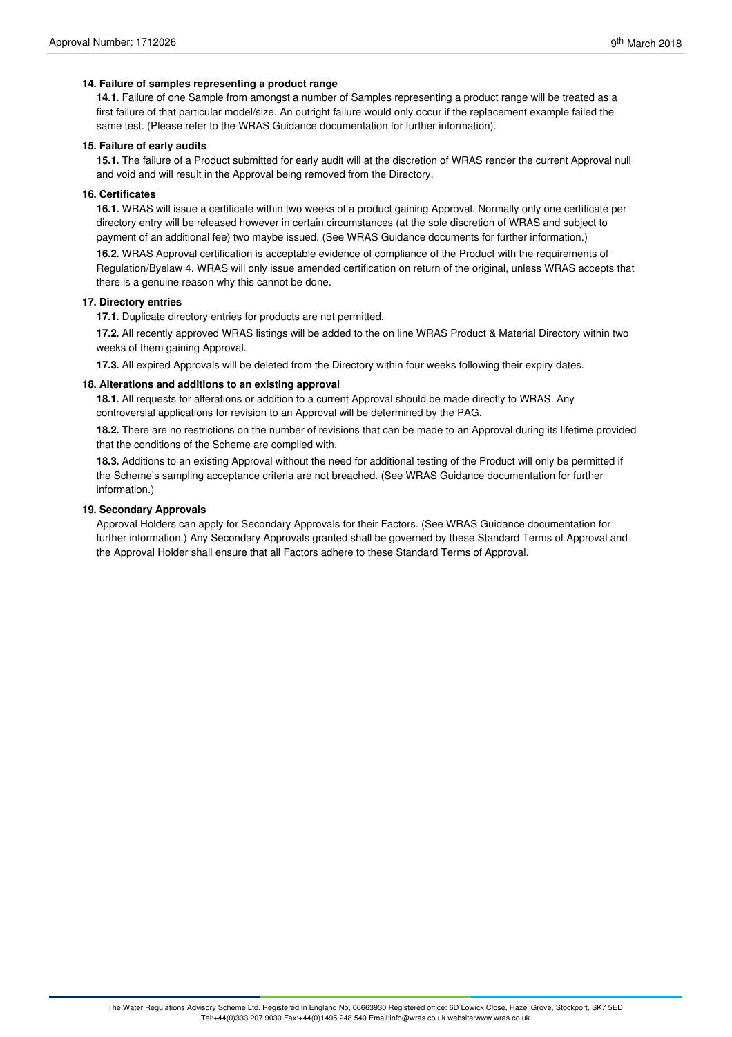### 14. Failure of samples representing a product range

**14.1.** Failure of one Sample from amongst a number of Samples representing a product range will be treated as a first failure of that particular model/size. An outright failure would only occur if the replacement example failed the same test. (Please refer to the WRAS Guidance documentation for further information).

### 15. Failure of early audits

**15.1.** The failure of a Product submitted for early audit will at the discretion of WRAS render the current Approval null and void and will result in the Approval being removed from the Directory.

### 16. Certificates

**16.1.** WRAS will issue a certificate within two weeks of a product gaining Approval. Normally only one certificate per directory entry will be released however in certain circumstances (at the sole discretion of WRAS and subject to payment of an additional fee) two maybe issued. (See WRAS Guidance documents for further information.)

**16.2.** WRAS Approval certification is acceptable evidence of compliance of the Product with the requirements of Regulation/Byelaw 4. WRAS will only issue amended certification on return of the original, unless WRAS accepts that there is a genuine reason why this cannot be done.

### 17. Directory entries

**17.1.** Duplicate directory entries for products are not permitted.

**17.2.** All recently approved WRAS listings will be added to the on line WRAS Product & Material Directory within two weeks of them gaining Approval.

**17.3.** All expired Approvals will be deleted from the Directory within four weeks following their expiry dates.

### 18. Alterations and additions to an existing approval

**18.1.** All requests for alterations or addition to a current Approval should be made directly to WRAS. Any controversial applications for revision to an Approval will be determined by the PAG.

**18.2.** There are no restrictions on the number of revisions that can be made to an Approval during its lifetime provided that the conditions of the Scheme are complied with.

**18.3.** Additions to an existing Approval without the need for additional testing of the Product will only be permitted if the Scheme's sampling acceptance criteria are not breached. (See WRAS Guidance documentation for further information.)

### 19. Secondary Approvals

Approval Holders can apply for Secondary Approvals for their Factors. (See WRAS Guidance documentation for further information.) Any Secondary Approvals granted shall be governed by these Standard Terms of Approval and the Approval Holder shall ensure that all Factors adhere to these Standard Terms of Approval.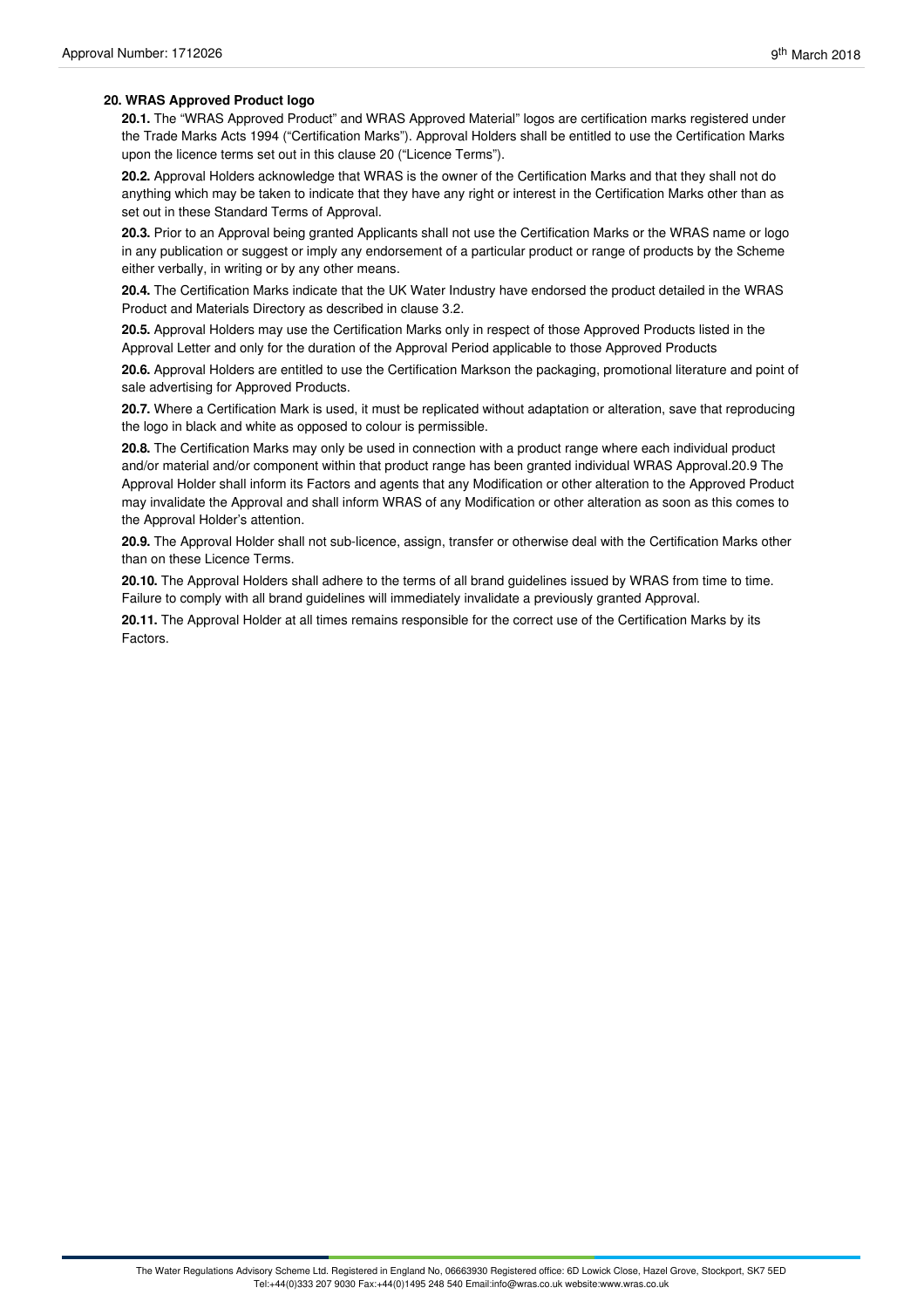**20. WRAS Approved Product logo**

**20.1.** The "WRAS Approved Product" and WRAS Approved Material" logos are certification marks registered under the Trade Marks Acts 1994 ("Certification Marks"). Approval Holders shall be entitled to use the Certification Marks upon the licence terms set out in this clause 20 ("Licence Terms").

**20.2.** Approval Holders acknowledge that WRAS is the owner of the Certification Marks and that they shall not do anything which may be taken to indicate that they have any right or interest in the Certification Marks other than as set out in these Standard Terms of Approval.

**20.3.** Prior to an Approval being granted Applicants shall not use the Certification Marks or the WRAS name or logo in any publication or suggest or imply any endorsement of a particular product or range of products by the Scheme either verbally, in writing or by any other means.

**20.4.** The Certification Marks indicate that the UK Water Industry have endorsed the product detailed in the WRAS Product and Materials Directory as described in clause 3.2.

**20.5.** Approval Holders may use the Certification Marks only in respect of those Approved Products listed in the Approval Letter and only for the duration of the Approval Period applicable to those Approved Products

**20.6.** Approval Holders are entitled to use the Certification Markson the packaging, promotional literature and point of sale advertising for Approved Products.

**20.7.** Where a Certification Mark is used, it must be replicated without adaptation or alteration, save that reproducing the logo in black and white as opposed to colour is permissible.

**20.8.** The Certification Marks may only be used in connection with a product range where each individual product and/or material and/or component within that product range has been granted individual WRAS Approval.20.9 The Approval Holder shall inform its Factors and agents that any Modification or other alteration to the Approved Product may invalidate the Approval and shall inform WRAS of any Modification or other alteration as soon as this comes to the Approval Holder's attention.

**20.9.** The Approval Holder shall not sub-licence, assign, transfer or otherwise deal with the Certification Marks other than on these Licence Terms.

**20.10.** The Approval Holders shall adhere to the terms of all brand guidelines issued by WRAS from time to time. Failure to comply with all brand guidelines will immediately invalidate a previously granted Approval.

**20.11.** The Approval Holder at all times remains responsible for the correct use of the Certification Marks by its Factors.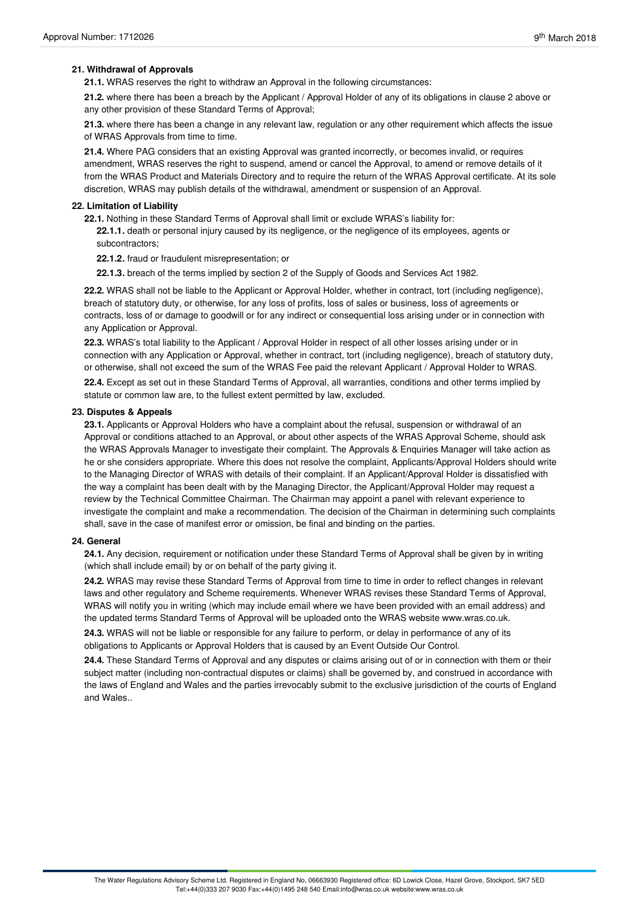**21. Withdrawal of Approvals**

**21.1.** WRAS reserves the right to withdraw an Approval in the following circumstances:

**21.2.** where there has been a breach by the Applicant / Approval Holder of any of its obligations in clause 2 above or any other provision of these Standard Terms of Approval;

**21.3.** where there has been a change in any relevant law, regulation or any other requirement which affects the issue of WRAS Approvals from time to time.

**21.4.** Where PAG considers that an existing Approval was granted incorrectly, or becomes invalid, or requires amendment, WRAS reserves the right to suspend, amend or cancel the Approval, to amend or remove details of it from the WRAS Product and Materials Directory and to require the return of the WRAS Approval certificate. At its sole discretion, WRAS may publish details of the withdrawal, amendment or suspension of an Approval.

**22. Limitation of Liability**

**22.1.** Nothing in these Standard Terms of Approval shall limit or exclude WRAS's liability for:

**22.1.1.** death or personal injury caused by its negligence, or the negligence of its employees, agents or subcontractors;

**22.1.2.** fraud or fraudulent misrepresentation; or

**22.1.3.** breach of the terms implied by section 2 of the Supply of Goods and Services Act 1982.

**22.2.** WRAS shall not be liable to the Applicant or Approval Holder, whether in contract, tort (including negligence), breach of statutory duty, or otherwise, for any loss of profits, loss of sales or business, loss of agreements or contracts, loss of or damage to goodwill or for any indirect or consequential loss arising under or in connection with any Application or Approval.

**22.3.** WRAS's total liability to the Applicant / Approval Holder in respect of all other losses arising under or in connection with any Application or Approval, whether in contract, tort (including negligence), breach of statutory duty, or otherwise, shall not exceed the sum of the WRAS Fee paid the relevant Applicant / Approval Holder to WRAS.

**22.4.** Except as set out in these Standard Terms of Approval, all warranties, conditions and other terms implied by statute or common law are, to the fullest extent permitted by law, excluded.

**23. Disputes & Appeals**

**23.1.** Applicants or Approval Holders who have a complaint about the refusal, suspension or withdrawal of an Approval or conditions attached to an Approval, or about other aspects of the WRAS Approval Scheme, should ask the WRAS Approvals Manager to investigate their complaint. The Approvals & Enquiries Manager will take action as he or she considers appropriate. Where this does not resolve the complaint, Applicants/Approval Holders should write to the Managing Director of WRAS with details of their complaint. If an Applicant/Approval Holder is dissatisfied with the way a complaint has been dealt with by the Managing Director, the Applicant/Approval Holder may request a review by the Technical Committee Chairman. The Chairman may appoint a panel with relevant experience to investigate the complaint and make a recommendation. The decision of the Chairman in determining such complaints shall, save in the case of manifest error or omission, be final and binding on the parties.

**24. General**

**24.1.** Any decision, requirement or notification under these Standard Terms of Approval shall be given by in writing (which shall include email) by or on behalf of the party giving it.

**24.2.** WRAS may revise these Standard Terms of Approval from time to time in order to reflect changes in relevant laws and other regulatory and Scheme requirements. Whenever WRAS revises these Standard Terms of Approval, WRAS will notify you in writing (which may include email where we have been provided with an email address) and the updated terms Standard Terms of Approval will be uploaded onto the WRAS website www.wras.co.uk.

**24.3.** WRAS will not be liable or responsible for any failure to perform, or delay in performance of any of its obligations to Applicants or Approval Holders that is caused by an Event Outside Our Control.

**24.4.** These Standard Terms of Approval and any disputes or claims arising out of or in connection with them or their subject matter (including non-contractual disputes or claims) shall be governed by, and construed in accordance with the laws of England and Wales and the parties irrevocably submit to the exclusive jurisdiction of the courts of England and Wales..